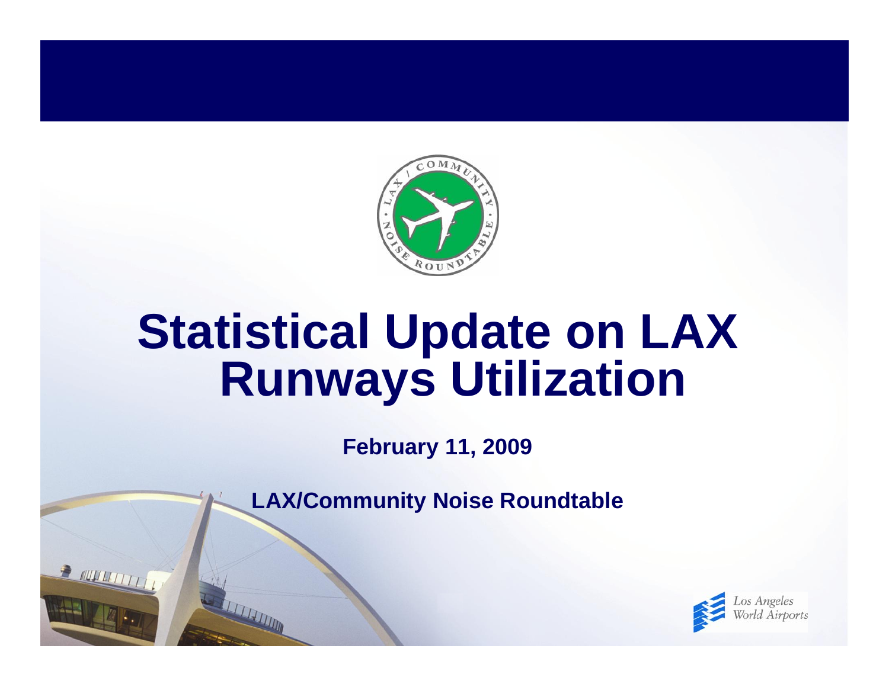# Statistical Update on LAX Runways Utilization

**February 11, 2009**

**LAX/Community Noise Roundtable**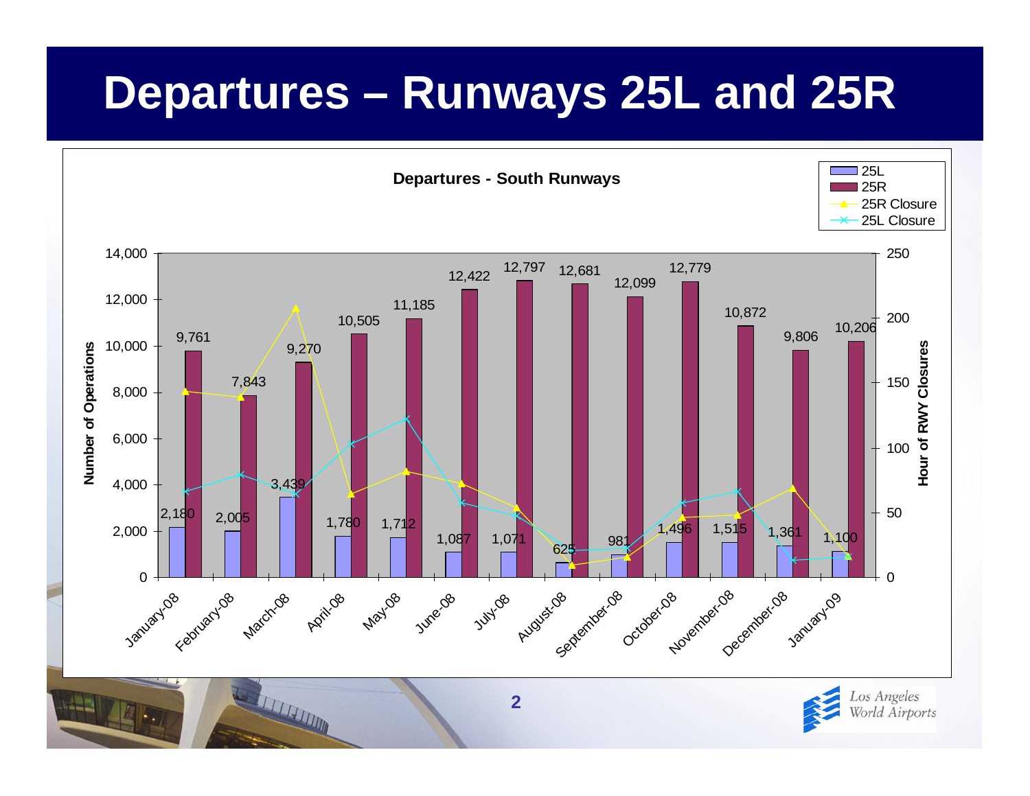# Departures – Runways 25L and 25R

**Departures - South Runways**

| Month | 25L | 25R |
|---|---|---|
| January-08 | 2,180 | 9,761 |
| February-08 | 2,005 | 7,843 |
| March-08 | 3,439 | 9,270 |
| April-08 | 1,780 | 10,505 |
| May-08 | 1,712 | 11,185 |
| June-08 | 1,087 | 12,422 |
| July-08 | 1,071 | 12,797 |
| August-08 | 625 | 12,681 |
| September-08 | 981 | 12,099 |
| October-08 | 1,496 | 12,779 |
| November-08 | 1,515 | 10,872 |
| December-08 | 1,361 | 9,806 |
| January-09 | 1,100 | 10,206 |

Legend: 25L, 25R, 25R Closure, 25L Closure

Left axis: Number of Operations (0–14,000)

Right axis: Hour of RWY Closures (0–250)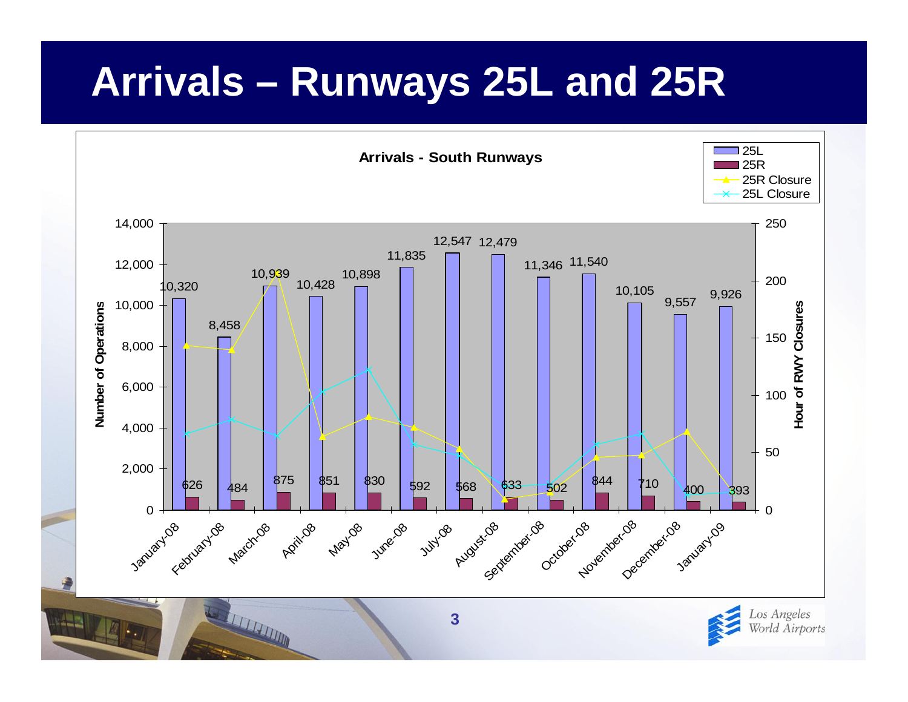# Arrivals – Runways 25L and 25R

**Arrivals - South Runways**

| Month | 25L | 25R |
| --- | --- | --- |
| January-08 | 10,320 | 626 |
| February-08 | 8,458 | 484 |
| March-08 | 10,939 | 875 |
| April-08 | 10,428 | 851 |
| May-08 | 10,898 | 830 |
| June-08 | 11,835 | 592 |
| July-08 | 12,547 | 568 |
| August-08 | 12,479 | 633 |
| September-08 | 11,346 | 502 |
| October-08 | 11,540 | 844 |
| November-08 | 10,105 | 710 |
| December-08 | 9,557 | 400 |
| January-09 | 9,926 | 393 |

Legend: 25L, 25R, 25R Closure, 25L Closure

Left axis: Number of Operations (0–14,000)

Right axis: Hour of RWY Closures (0–250)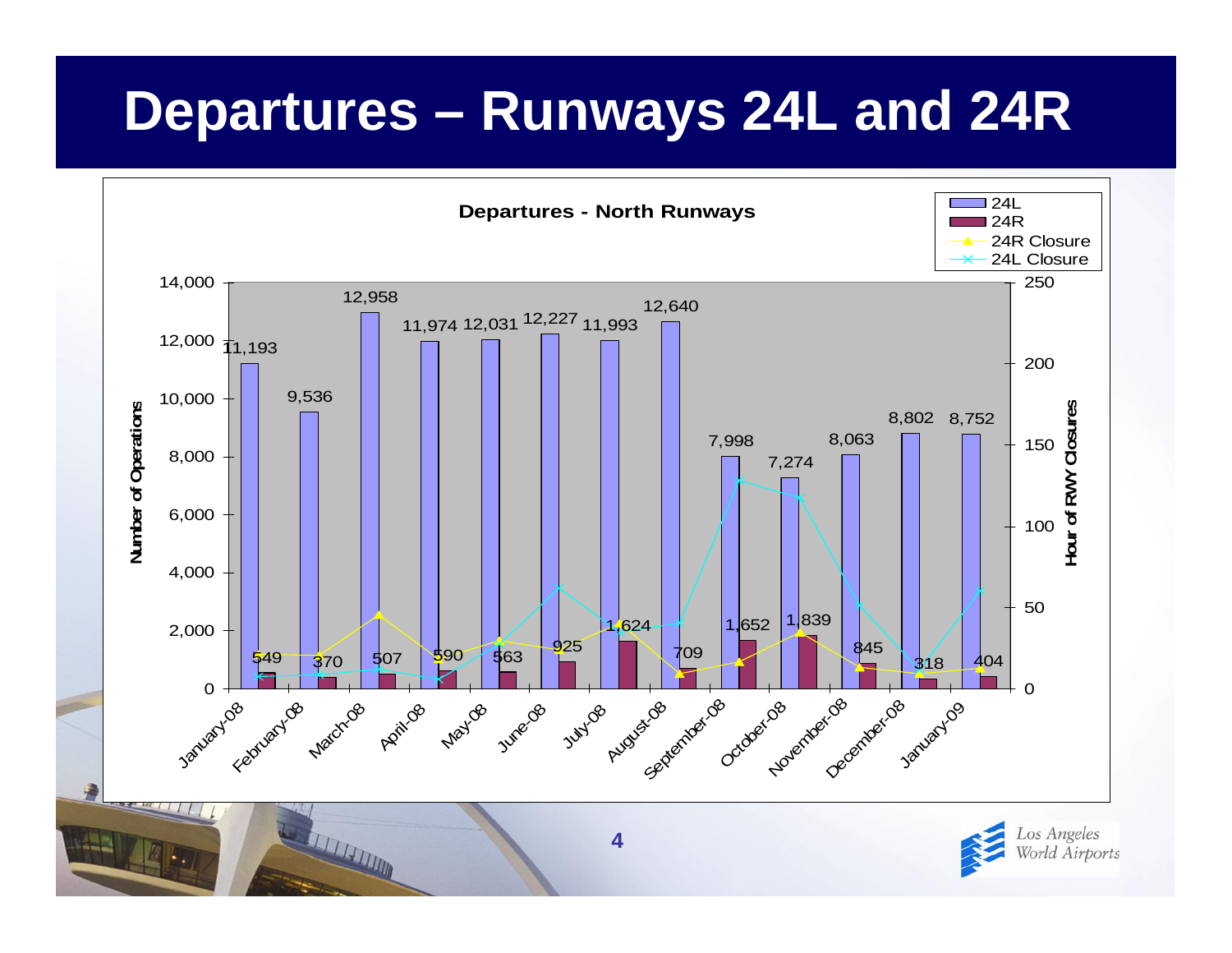# Departures – Runways 24L and 24R

**Departures - North Runways**

| Month | 24L | 24R |
|---|---|---|
| January-08 | 11,193 | 549 |
| February-08 | 9,536 | 370 |
| March-08 | 12,958 | 507 |
| April-08 | 11,974 | 590 |
| May-08 | 12,031 | 563 |
| June-08 | 12,227 | 925 |
| July-08 | 11,993 | 1,624 |
| August-08 | 12,640 | 709 |
| September-08 | 7,998 | 1,652 |
| October-08 | 7,274 | 1,839 |
| November-08 | 8,063 | 845 |
| December-08 | 8,802 | 318 |
| January-09 | 8,752 | 404 |

Legend: 24L, 24R, 24R Closure, 24L Closure

Left axis: Number of Operations (0 – 14,000). Right axis: Hour of RWY Closures (0 – 250).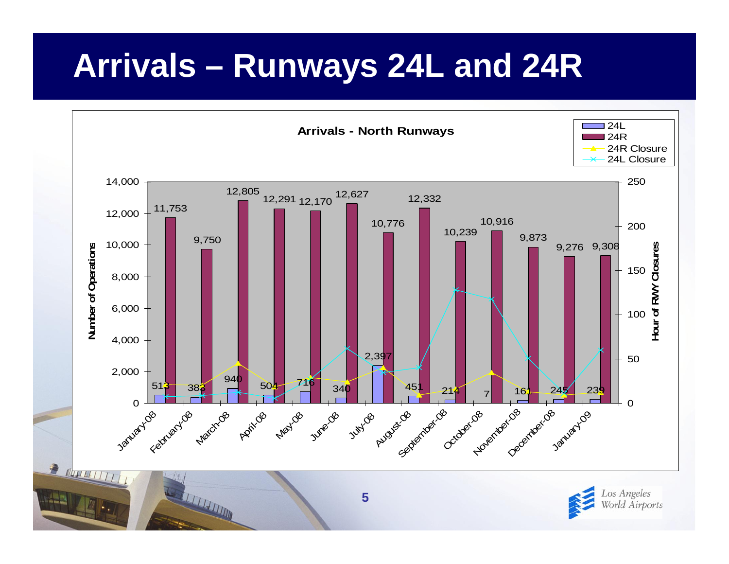# Arrivals – Runways 24L and 24R

**Arrivals - North Runways**

| Month | 24L | 24R |
| --- | --- | --- |
| January-08 | 513 | 11,753 |
| February-08 | 383 | 9,750 |
| March-08 | 940 | 12,805 |
| April-08 | 504 | 12,291 |
| May-08 | 716 | 12,170 |
| June-08 | 340 | 12,627 |
| July-08 | 2,397 | 10,776 |
| August-08 | 451 | 12,332 |
| September-08 | 214 | 10,239 |
| October-08 | 7 | 10,916 |
| November-08 | 161 | 9,873 |
| December-08 | 245 | 9,276 |
| January-09 | 239 | 9,308 |

Legend: 24L, 24R, 24R Closure, 24L Closure

Left axis: Number of Operations (0 – 14,000)

Right axis: Hour of RWY Closures (0 – 250)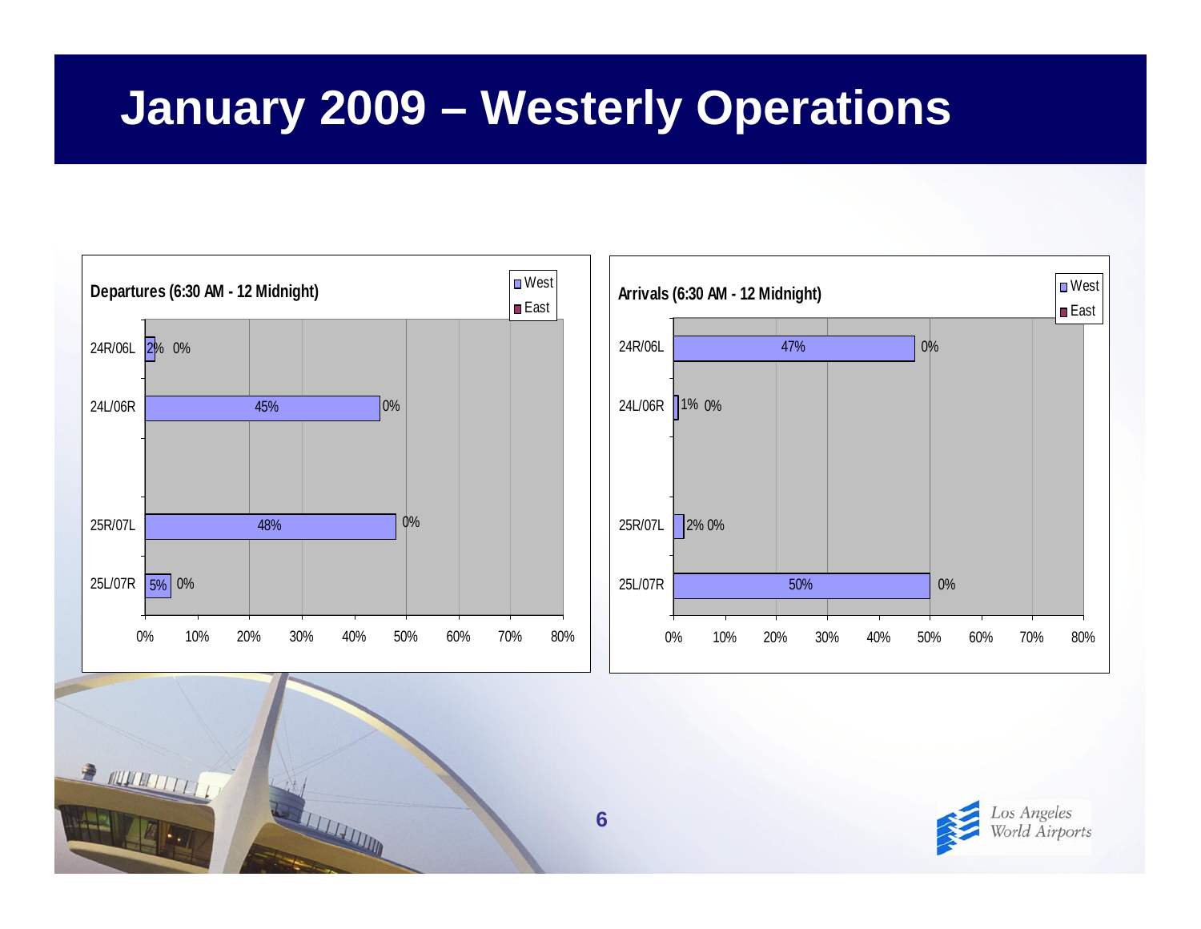# January 2009 – Westerly Operations

**Departures (6:30 AM - 12 Midnight)**

| Runway | West | East |
|---|---|---|
| 24R/06L | 2% | 0% |
| 24L/06R | 45% | 0% |
| 25R/07L | 48% | 0% |
| 25L/07R | 5% | 0% |

**Arrivals (6:30 AM - 12 Midnight)**

| Runway | West | East |
|---|---|---|
| 24R/06L | 47% | 0% |
| 24L/06R | 1% | 0% |
| 25R/07L | 2% | 0% |
| 25L/07R | 50% | 0% |

Los Angeles World Airports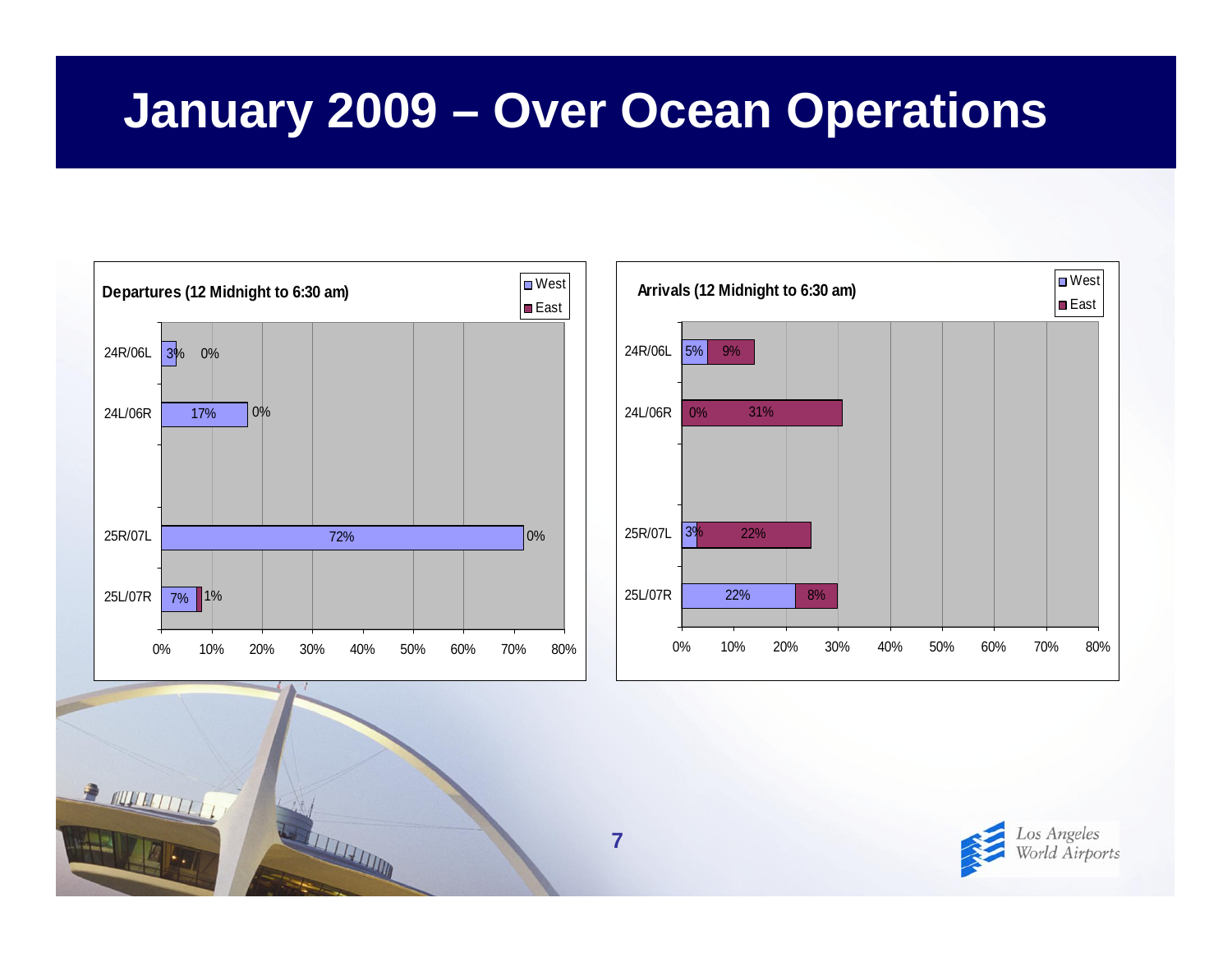# January 2009 – Over Ocean Operations

**Departures (12 Midnight to 6:30 am)**

| Runway | West | East |
|---|---|---|
| 24R/06L | 3% | 0% |
| 24L/06R | 17% | 0% |
| 25R/07L | 72% | 0% |
| 25L/07R | 7% | 1% |

**Arrivals (12 Midnight to 6:30 am)**

| Runway | West | East |
|---|---|---|
| 24R/06L | 5% | 9% |
| 24L/06R | 0% | 31% |
| 25R/07L | 3% | 22% |
| 25L/07R | 22% | 8% |

Los Angeles World Airports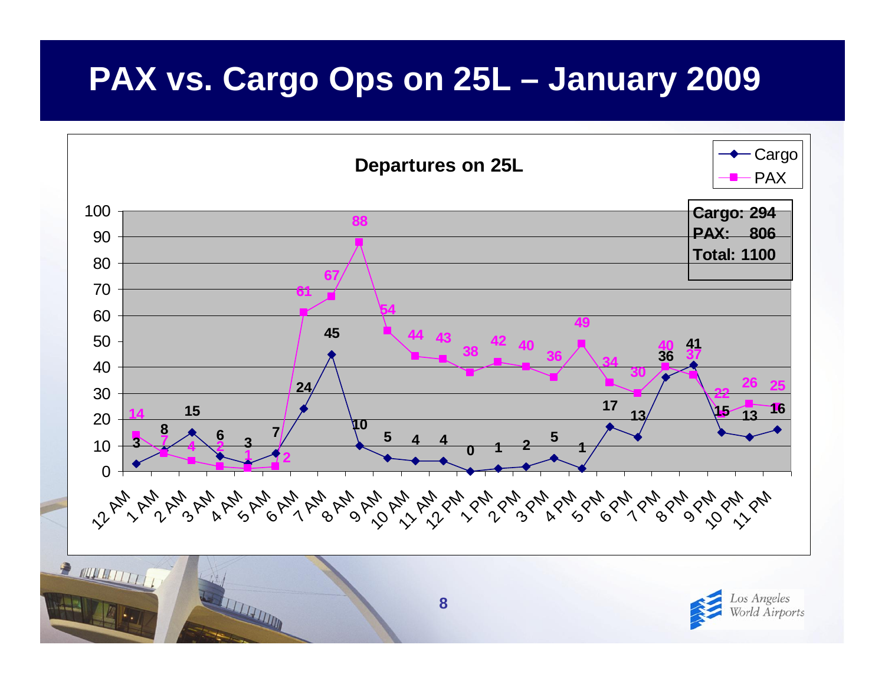# PAX vs. Cargo Ops on 25L – January 2009

## Departures on 25L

| Hour | Cargo | PAX |
|---|---|---|
| 12 AM | 3 | 14 |
| 1 AM | 8 | 7 |
| 2 AM | 15 | 4 |
| 3 AM | 6 | 2 |
| 4 AM | 3 | 1 |
| 5 AM | 7 | 2 |
| 6 AM | 24 | 61 |
| 7 AM | 45 | 67 |
| 8 AM | 10 | 88 |
| 9 AM | 5 | 54 |
| 10 AM | 4 | 44 |
| 11 AM | 4 | 43 |
| 12 PM | 0 | 38 |
| 1 PM | 1 | 42 |
| 2 PM | 2 | 40 |
| 3 PM | 5 | 36 |
| 4 PM | 1 | 49 |
| 5 PM | 17 | 34 |
| 6 PM | 13 | 30 |
| 7 PM | 36 | 40 |
| 8 PM | 41 | 37 |
| 9 PM | 15 | 22 |
| 10 PM | 13 | 26 |
| 11 PM | 16 | 25 |

**Cargo: 294**
**PAX: 806**
**Total: 1100**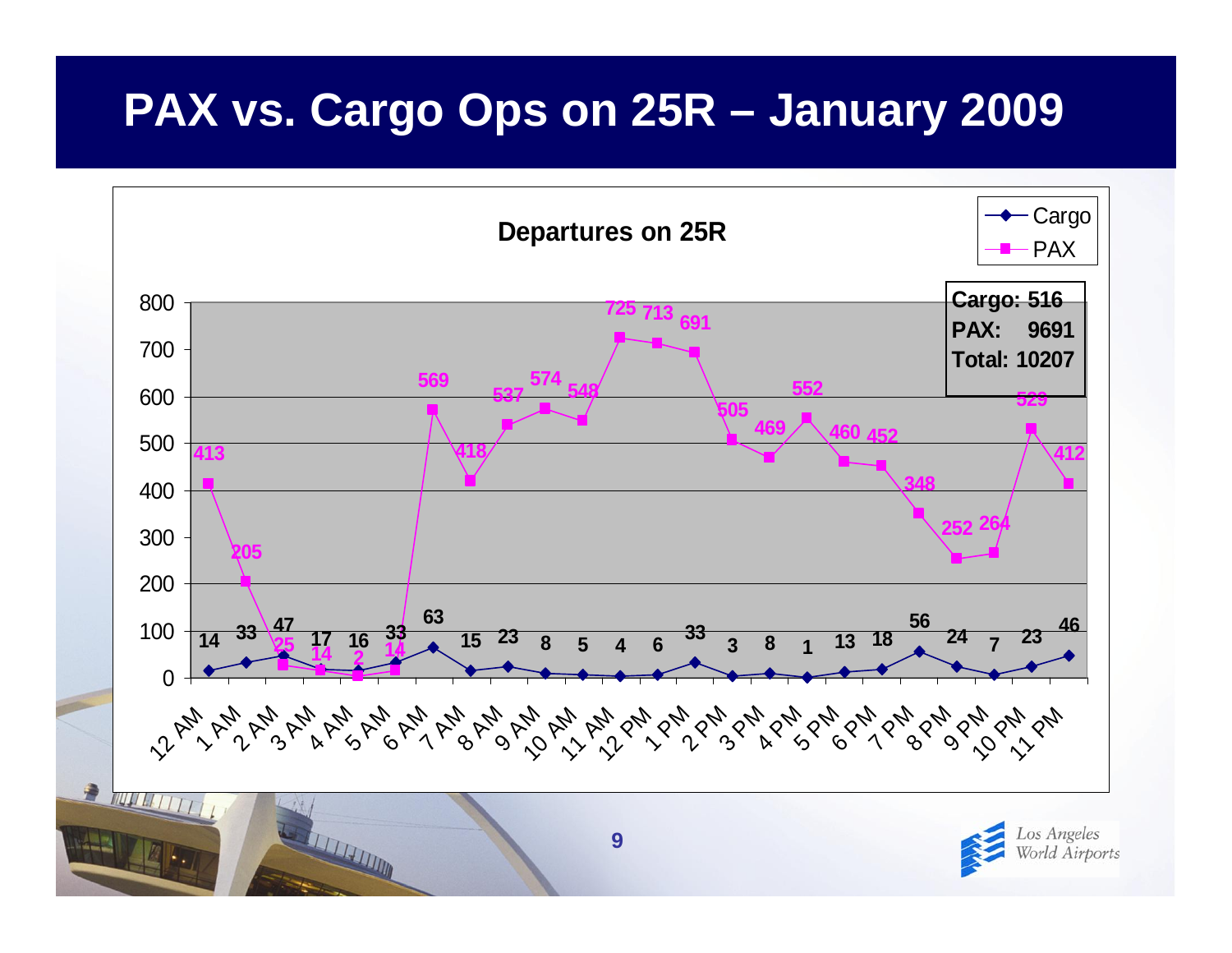# PAX vs. Cargo Ops on 25R – January 2009

**Departures on 25R**

**Cargo: 516**
**PAX: 9691**
**Total: 10207**

| Hour | Cargo | PAX |
|---|---|---|
| 12 AM | 14 | 413 |
| 1 AM | 33 | 205 |
| 2 AM | 47 | 25 |
| 3 AM | 17 | 14 |
| 4 AM | 16 | 2 |
| 5 AM | 33 | 14 |
| 6 AM | 63 | 569 |
| 7 AM | 15 | 418 |
| 8 AM | 23 | 537 |
| 9 AM | 8 | 574 |
| 10 AM | 5 | 548 |
| 11 AM | 4 | 725 |
| 12 PM | 6 | 713 |
| 1 PM | 33 | 691 |
| 2 PM | 3 | 505 |
| 3 PM | 8 | 469 |
| 4 PM | 1 | 552 |
| 5 PM | 13 | 460 |
| 6 PM | 18 | 452 |
| 7 PM | 56 | 348 |
| 8 PM | 24 | 252 |
| 9 PM | 7 | 264 |
| 10 PM | 23 | 529 |
| 11 PM | 46 | 412 |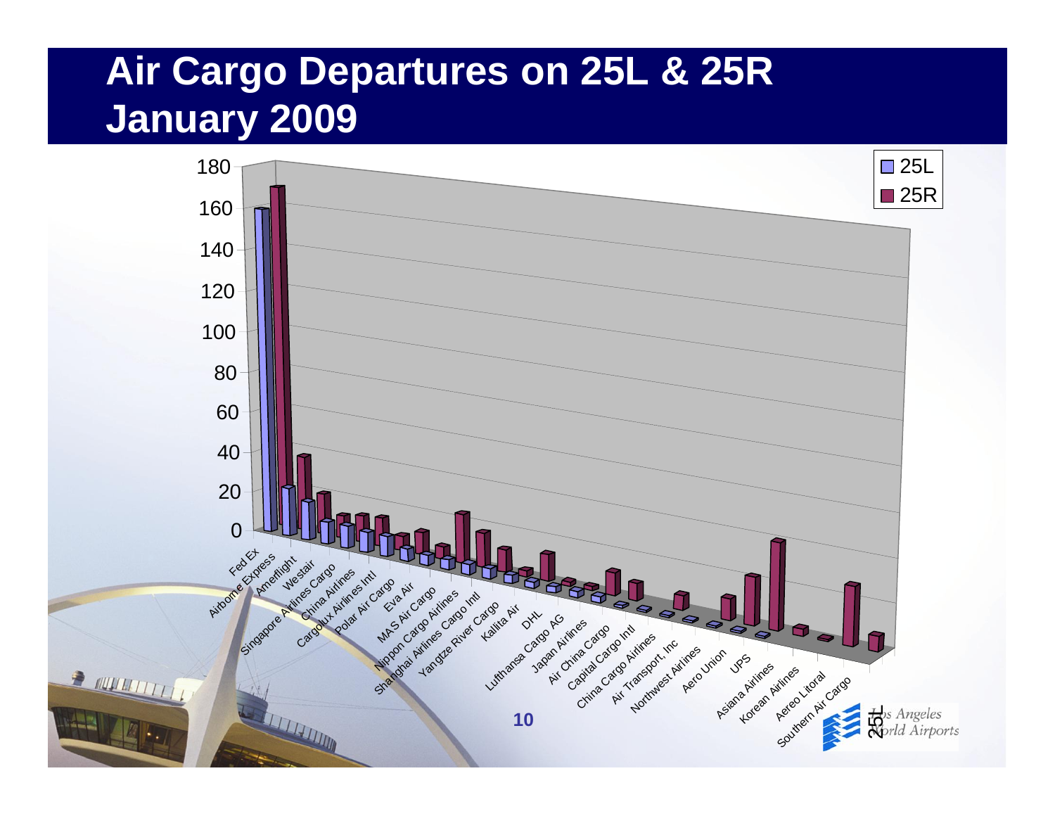# Air Cargo Departures on 25L & 25R January 2009

180
160
140
120
100
80
60
40
20
0

25L
25R

Fed Ex
Airborne Express
Ameriflight
Westair
Singapore Airlines Cargo
China Airlines
Cargolux Airlines Intl
Polar Air Cargo
Eva Air
MAS Air Cargo
Nippon Cargo Airlines
Shanghai Airlines Cargo Intl
Yangtze River Cargo
Kalitta Air
DHL
Lufthansa Cargo AG
Japan Airlines
Air China Cargo
Capital Cargo Intl
China Cargo Airlines
Air Transport, Inc
Northwest Airlines
Aero Union
UPS
Asiana Airlines
Korean Airlines
Aereo Litoral
Southern Air Cargo

25L

Los Angeles World Airports